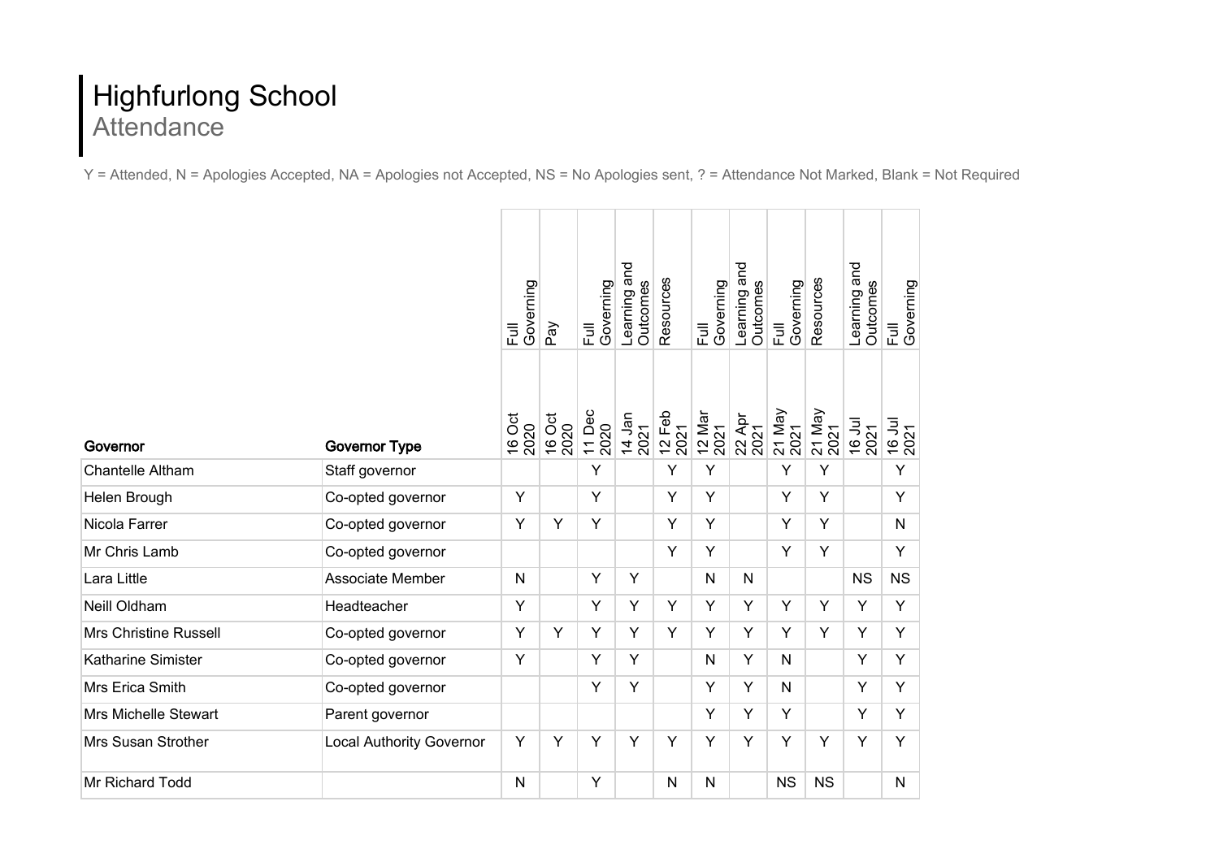# Highfurlong School

## Attendance

Y = Attended, N = Apologies Accepted, NA = Apologies not Accepted, NS = No Apologies sent, ? = Attendance Not Marked, Blank = Not Required

| Governor | Governor Type | Full Governing 16 Oct 2020 | Pay 16 Oct 2020 | Full Governing 11 Dec 2020 | Learning and Outcomes 14 Jan 2021 | Resources 12 Feb 2021 | Full Governing 12 Mar 2021 | Learning and Outcomes 22 Apr 2021 | Full Governing 21 May 2021 | Resources 21 May 2021 | Learning and Outcomes 16 Jul 2021 | Full Governing 16 Jul 2021 |
|---|---|---|---|---|---|---|---|---|---|---|---|---|
| Chantelle Altham | Staff governor | | | Y | | Y | Y | | Y | Y | | Y |
| Helen Brough | Co-opted governor | Y | | Y | | Y | Y | | Y | Y | | Y |
| Nicola Farrer | Co-opted governor | Y | Y | Y | | Y | Y | | Y | Y | | N |
| Mr Chris Lamb | Co-opted governor | | | | | Y | Y | | Y | Y | | Y |
| Lara Little | Associate Member | N | | Y | Y | | N | N | | | NS | NS |
| Neill Oldham | Headteacher | Y | | Y | Y | Y | Y | Y | Y | Y | Y | Y |
| Mrs Christine Russell | Co-opted governor | Y | Y | Y | Y | Y | Y | Y | Y | Y | Y | Y |
| Katharine Simister | Co-opted governor | Y | | Y | Y | | N | Y | N | | Y | Y |
| Mrs Erica Smith | Co-opted governor | | | Y | Y | | Y | Y | N | | Y | Y |
| Mrs Michelle Stewart | Parent governor | | | | | | Y | Y | Y | | Y | Y |
| Mrs Susan Strother | Local Authority Governor | Y | Y | Y | Y | Y | Y | Y | Y | Y | Y | Y |
| Mr Richard Todd | | N | | Y | | N | N | | NS | NS | | N |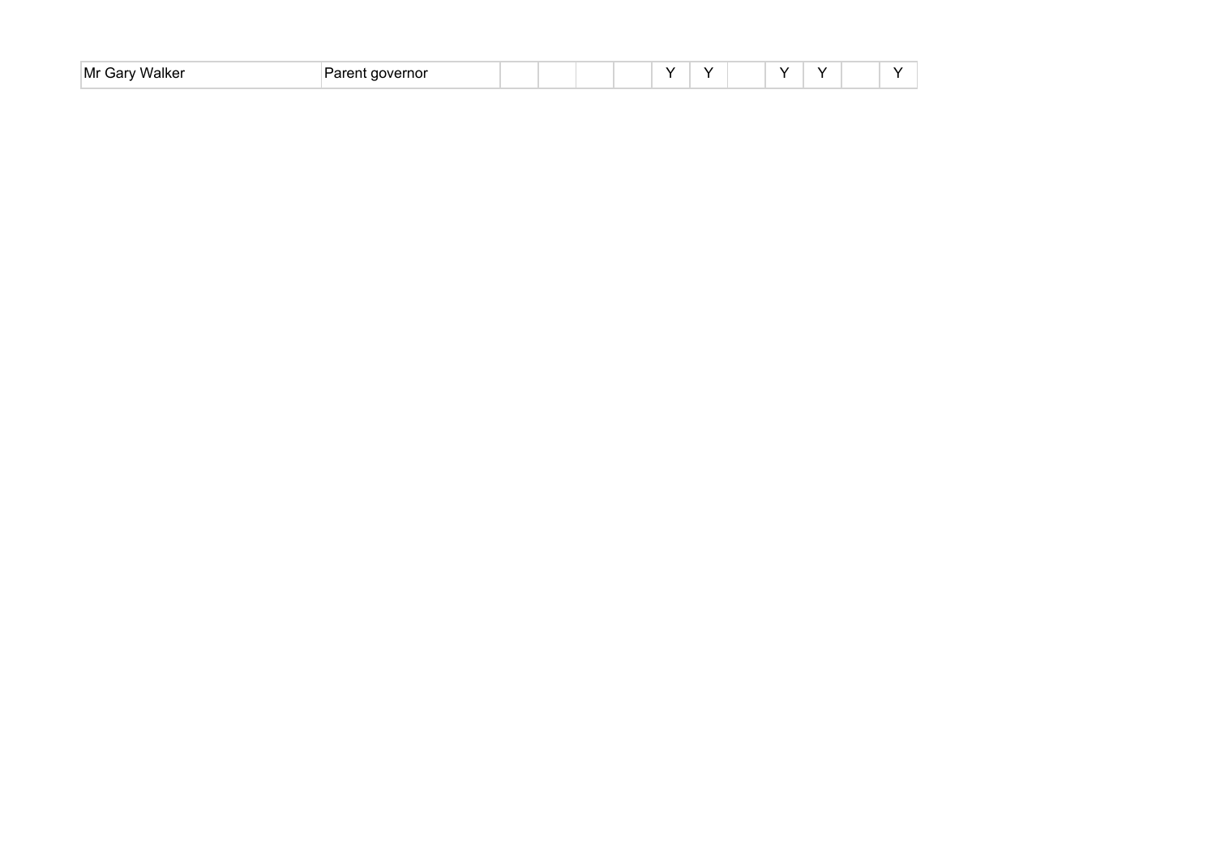| | | | | | | | | | | | | |
|---|---|---|---|---|---|---|---|---|---|---|---|---|
| Mr Gary Walker | Parent governor | | | | | Y | Y | | Y | Y | | Y |